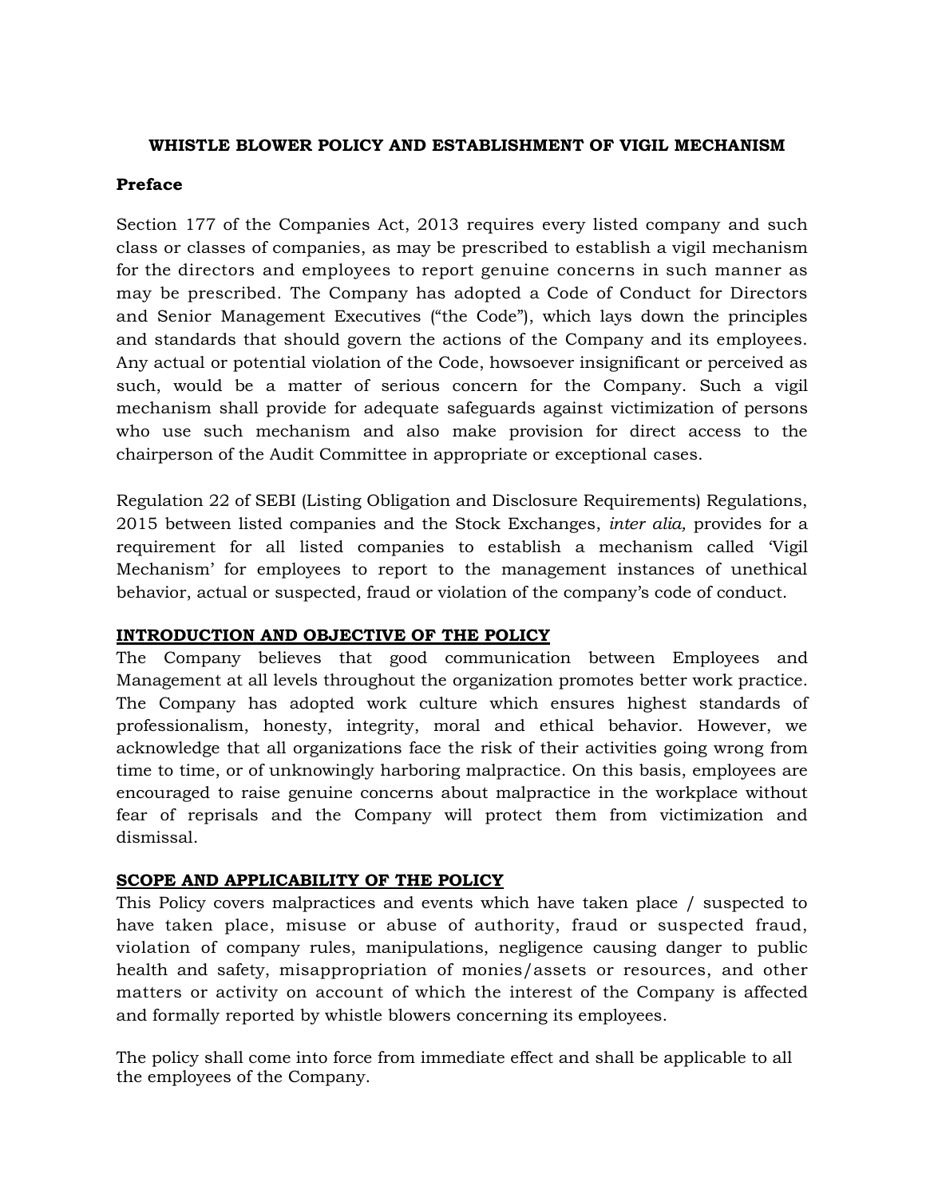# WHISTLE BLOWER POLICY AND ESTABLISHMENT OF VIGIL MECHANISM

## Preface

Section 177 of the Companies Act, 2013 requires every listed company and such class or classes of companies, as may be prescribed to establish a vigil mechanism for the directors and employees to report genuine concerns in such manner as may be prescribed. The Company has adopted a Code of Conduct for Directors and Senior Management Executives ("the Code"), which lays down the principles and standards that should govern the actions of the Company and its employees. Any actual or potential violation of the Code, howsoever insignificant or perceived as such, would be a matter of serious concern for the Company. Such a vigil mechanism shall provide for adequate safeguards against victimization of persons who use such mechanism and also make provision for direct access to the chairperson of the Audit Committee in appropriate or exceptional cases.

Regulation 22 of SEBI (Listing Obligation and Disclosure Requirements) Regulations, 2015 between listed companies and the Stock Exchanges, *inter alia,* provides for a requirement for all listed companies to establish a mechanism called 'Vigil Mechanism' for employees to report to the management instances of unethical behavior, actual or suspected, fraud or violation of the company's code of conduct.

## INTRODUCTION AND OBJECTIVE OF THE POLICY

The Company believes that good communication between Employees and Management at all levels throughout the organization promotes better work practice. The Company has adopted work culture which ensures highest standards of professionalism, honesty, integrity, moral and ethical behavior. However, we acknowledge that all organizations face the risk of their activities going wrong from time to time, or of unknowingly harboring malpractice. On this basis, employees are encouraged to raise genuine concerns about malpractice in the workplace without fear of reprisals and the Company will protect them from victimization and dismissal.

## SCOPE AND APPLICABILITY OF THE POLICY

This Policy covers malpractices and events which have taken place / suspected to have taken place, misuse or abuse of authority, fraud or suspected fraud, violation of company rules, manipulations, negligence causing danger to public health and safety, misappropriation of monies/assets or resources, and other matters or activity on account of which the interest of the Company is affected and formally reported by whistle blowers concerning its employees.

The policy shall come into force from immediate effect and shall be applicable to all the employees of the Company.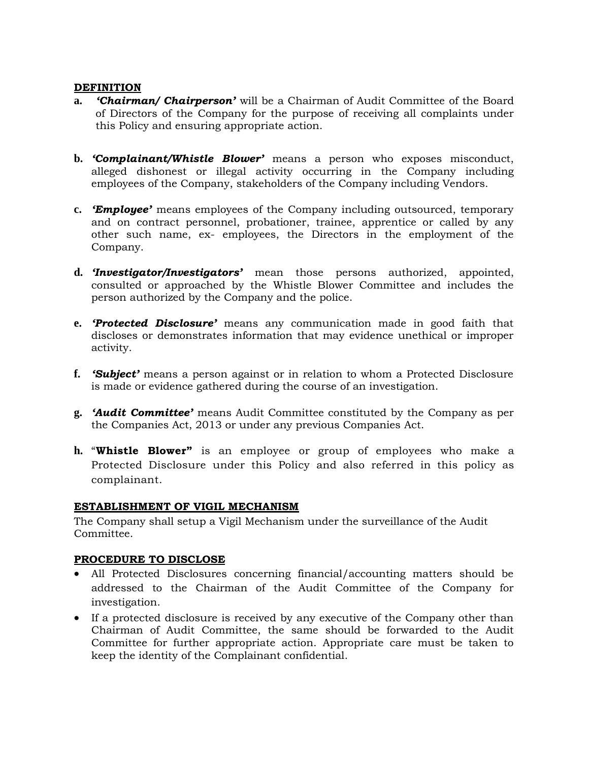## DEFINITION

**a.** ***'Chairman/ Chairperson'*** will be a Chairman of Audit Committee of the Board of Directors of the Company for the purpose of receiving all complaints under this Policy and ensuring appropriate action.

**b.** ***'Complainant/Whistle Blower'*** means a person who exposes misconduct, alleged dishonest or illegal activity occurring in the Company including employees of the Company, stakeholders of the Company including Vendors.

**c.** ***'Employee'*** means employees of the Company including outsourced, temporary and on contract personnel, probationer, trainee, apprentice or called by any other such name, ex- employees, the Directors in the employment of the Company.

**d.** ***'Investigator/Investigators'*** mean those persons authorized, appointed, consulted or approached by the Whistle Blower Committee and includes the person authorized by the Company and the police.

**e.** ***'Protected Disclosure'*** means any communication made in good faith that discloses or demonstrates information that may evidence unethical or improper activity.

**f.** ***'Subject'*** means a person against or in relation to whom a Protected Disclosure is made or evidence gathered during the course of an investigation.

**g.** ***'Audit Committee'*** means Audit Committee constituted by the Company as per the Companies Act, 2013 or under any previous Companies Act.

**h.** "**Whistle Blower"** is an employee or group of employees who make a Protected Disclosure under this Policy and also referred in this policy as complainant.

## ESTABLISHMENT OF VIGIL MECHANISM

The Company shall setup a Vigil Mechanism under the surveillance of the Audit Committee.

## PROCEDURE TO DISCLOSE

- All Protected Disclosures concerning financial/accounting matters should be addressed to the Chairman of the Audit Committee of the Company for investigation.
- If a protected disclosure is received by any executive of the Company other than Chairman of Audit Committee, the same should be forwarded to the Audit Committee for further appropriate action. Appropriate care must be taken to keep the identity of the Complainant confidential.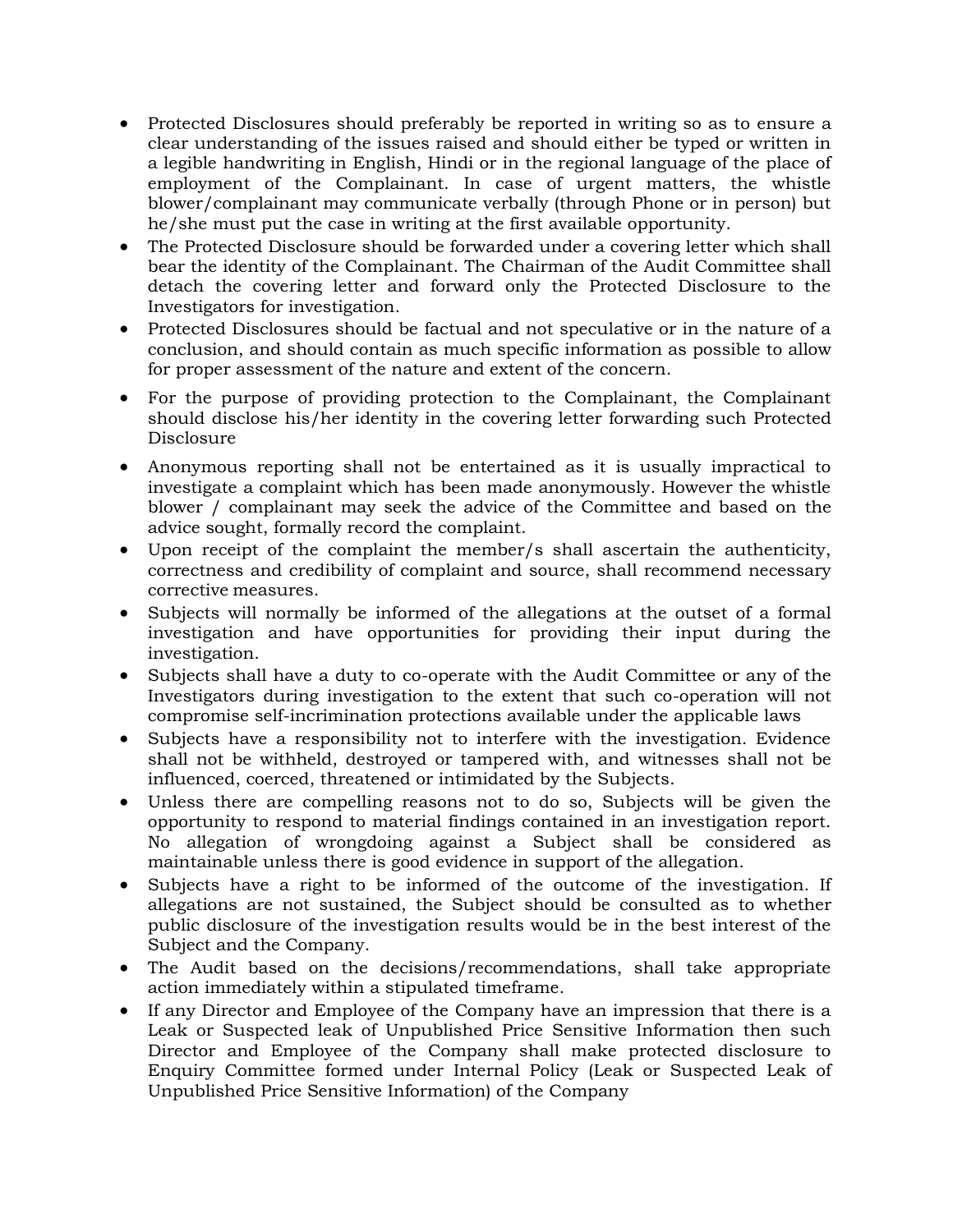- Protected Disclosures should preferably be reported in writing so as to ensure a clear understanding of the issues raised and should either be typed or written in a legible handwriting in English, Hindi or in the regional language of the place of employment of the Complainant. In case of urgent matters, the whistle blower/complainant may communicate verbally (through Phone or in person) but he/she must put the case in writing at the first available opportunity.
- The Protected Disclosure should be forwarded under a covering letter which shall bear the identity of the Complainant. The Chairman of the Audit Committee shall detach the covering letter and forward only the Protected Disclosure to the Investigators for investigation.
- Protected Disclosures should be factual and not speculative or in the nature of a conclusion, and should contain as much specific information as possible to allow for proper assessment of the nature and extent of the concern.
- For the purpose of providing protection to the Complainant, the Complainant should disclose his/her identity in the covering letter forwarding such Protected Disclosure
- Anonymous reporting shall not be entertained as it is usually impractical to investigate a complaint which has been made anonymously. However the whistle blower / complainant may seek the advice of the Committee and based on the advice sought, formally record the complaint.
- Upon receipt of the complaint the member/s shall ascertain the authenticity, correctness and credibility of complaint and source, shall recommend necessary corrective measures.
- Subjects will normally be informed of the allegations at the outset of a formal investigation and have opportunities for providing their input during the investigation.
- Subjects shall have a duty to co-operate with the Audit Committee or any of the Investigators during investigation to the extent that such co-operation will not compromise self-incrimination protections available under the applicable laws
- Subjects have a responsibility not to interfere with the investigation. Evidence shall not be withheld, destroyed or tampered with, and witnesses shall not be influenced, coerced, threatened or intimidated by the Subjects.
- Unless there are compelling reasons not to do so, Subjects will be given the opportunity to respond to material findings contained in an investigation report. No allegation of wrongdoing against a Subject shall be considered as maintainable unless there is good evidence in support of the allegation.
- Subjects have a right to be informed of the outcome of the investigation. If allegations are not sustained, the Subject should be consulted as to whether public disclosure of the investigation results would be in the best interest of the Subject and the Company.
- The Audit based on the decisions/recommendations, shall take appropriate action immediately within a stipulated timeframe.
- If any Director and Employee of the Company have an impression that there is a Leak or Suspected leak of Unpublished Price Sensitive Information then such Director and Employee of the Company shall make protected disclosure to Enquiry Committee formed under Internal Policy (Leak or Suspected Leak of Unpublished Price Sensitive Information) of the Company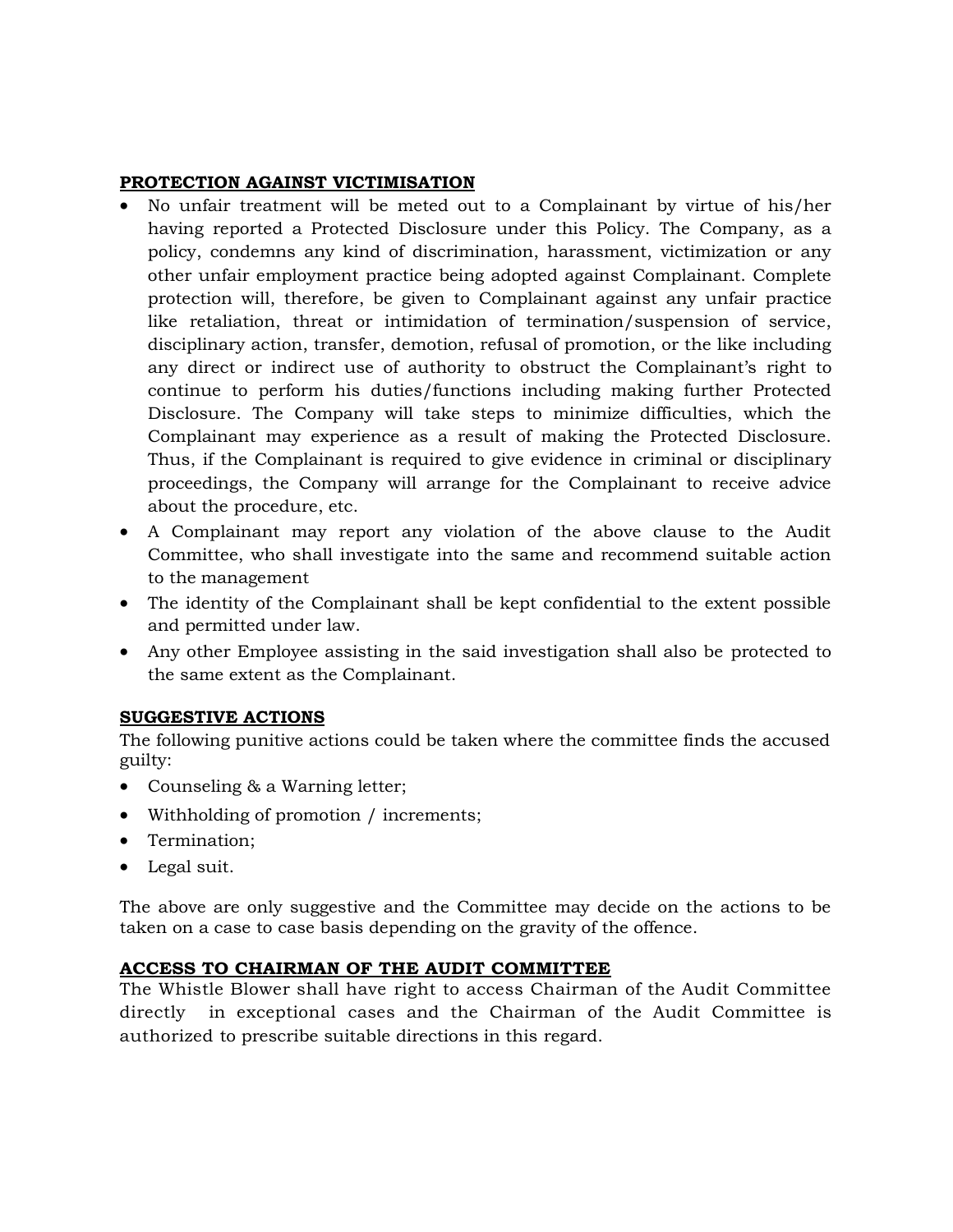**PROTECTION AGAINST VICTIMISATION**

- No unfair treatment will be meted out to a Complainant by virtue of his/her having reported a Protected Disclosure under this Policy. The Company, as a policy, condemns any kind of discrimination, harassment, victimization or any other unfair employment practice being adopted against Complainant. Complete protection will, therefore, be given to Complainant against any unfair practice like retaliation, threat or intimidation of termination/suspension of service, disciplinary action, transfer, demotion, refusal of promotion, or the like including any direct or indirect use of authority to obstruct the Complainant's right to continue to perform his duties/functions including making further Protected Disclosure. The Company will take steps to minimize difficulties, which the Complainant may experience as a result of making the Protected Disclosure. Thus, if the Complainant is required to give evidence in criminal or disciplinary proceedings, the Company will arrange for the Complainant to receive advice about the procedure, etc.
- A Complainant may report any violation of the above clause to the Audit Committee, who shall investigate into the same and recommend suitable action to the management
- The identity of the Complainant shall be kept confidential to the extent possible and permitted under law.
- Any other Employee assisting in the said investigation shall also be protected to the same extent as the Complainant.

**SUGGESTIVE ACTIONS**

The following punitive actions could be taken where the committee finds the accused guilty:

- Counseling & a Warning letter;
- Withholding of promotion / increments;
- Termination;
- Legal suit.

The above are only suggestive and the Committee may decide on the actions to be taken on a case to case basis depending on the gravity of the offence.

**ACCESS TO CHAIRMAN OF THE AUDIT COMMITTEE**

The Whistle Blower shall have right to access Chairman of the Audit Committee directly in exceptional cases and the Chairman of the Audit Committee is authorized to prescribe suitable directions in this regard.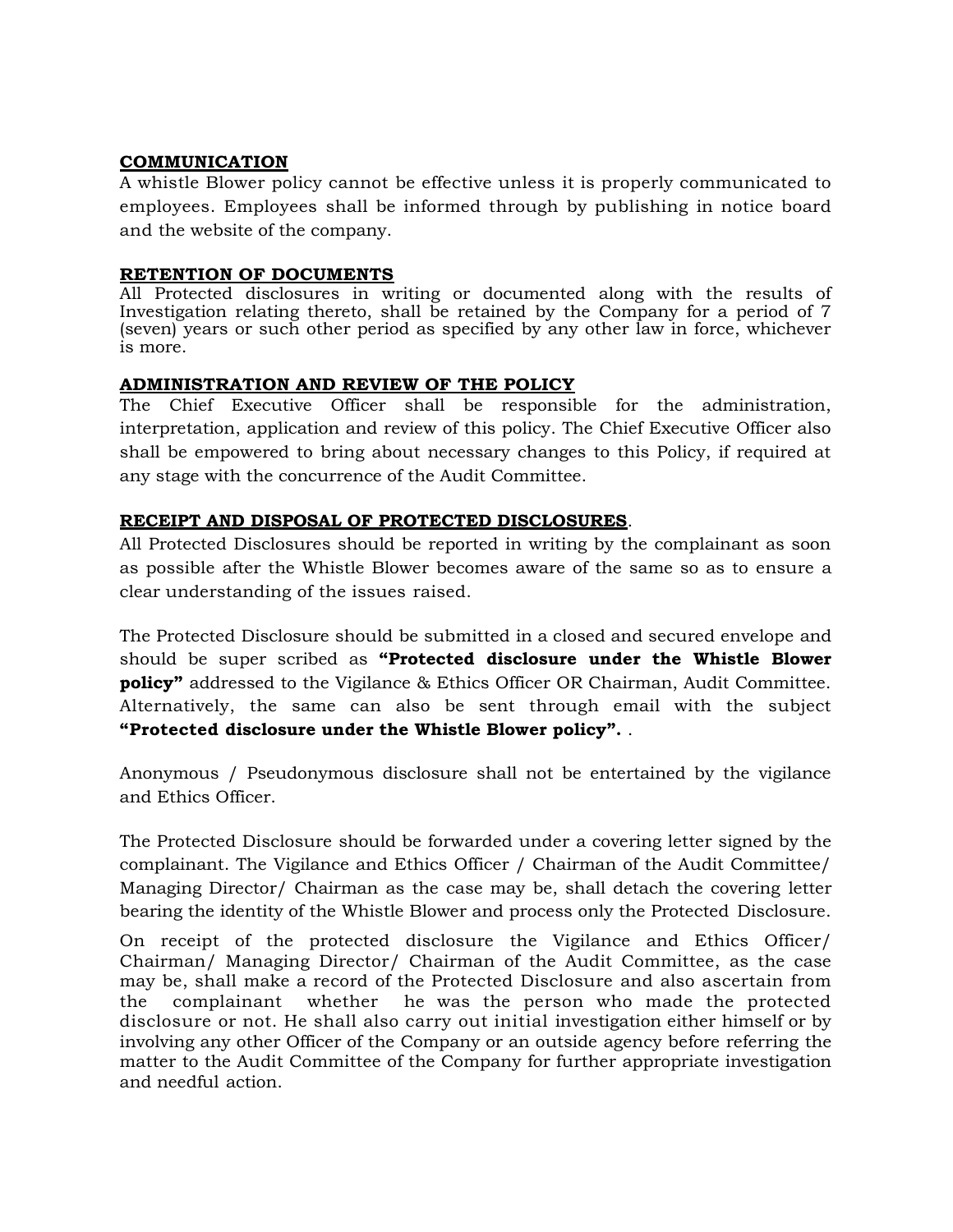**COMMUNICATION**

A whistle Blower policy cannot be effective unless it is properly communicated to employees. Employees shall be informed through by publishing in notice board and the website of the company.

**RETENTION OF DOCUMENTS**

All Protected disclosures in writing or documented along with the results of Investigation relating thereto, shall be retained by the Company for a period of 7 (seven) years or such other period as specified by any other law in force, whichever is more.

**ADMINISTRATION AND REVIEW OF THE POLICY**

The Chief Executive Officer shall be responsible for the administration, interpretation, application and review of this policy. The Chief Executive Officer also shall be empowered to bring about necessary changes to this Policy, if required at any stage with the concurrence of the Audit Committee.

**RECEIPT AND DISPOSAL OF PROTECTED DISCLOSURES**.

All Protected Disclosures should be reported in writing by the complainant as soon as possible after the Whistle Blower becomes aware of the same so as to ensure a clear understanding of the issues raised.

The Protected Disclosure should be submitted in a closed and secured envelope and should be super scribed as **"Protected disclosure under the Whistle Blower policy"** addressed to the Vigilance & Ethics Officer OR Chairman, Audit Committee. Alternatively, the same can also be sent through email with the subject **"Protected disclosure under the Whistle Blower policy".** .

Anonymous / Pseudonymous disclosure shall not be entertained by the vigilance and Ethics Officer.

The Protected Disclosure should be forwarded under a covering letter signed by the complainant. The Vigilance and Ethics Officer / Chairman of the Audit Committee/ Managing Director/ Chairman as the case may be, shall detach the covering letter bearing the identity of the Whistle Blower and process only the Protected Disclosure.

On receipt of the protected disclosure the Vigilance and Ethics Officer/ Chairman/ Managing Director/ Chairman of the Audit Committee, as the case may be, shall make a record of the Protected Disclosure and also ascertain from the complainant whether he was the person who made the protected disclosure or not. He shall also carry out initial investigation either himself or by involving any other Officer of the Company or an outside agency before referring the matter to the Audit Committee of the Company for further appropriate investigation and needful action.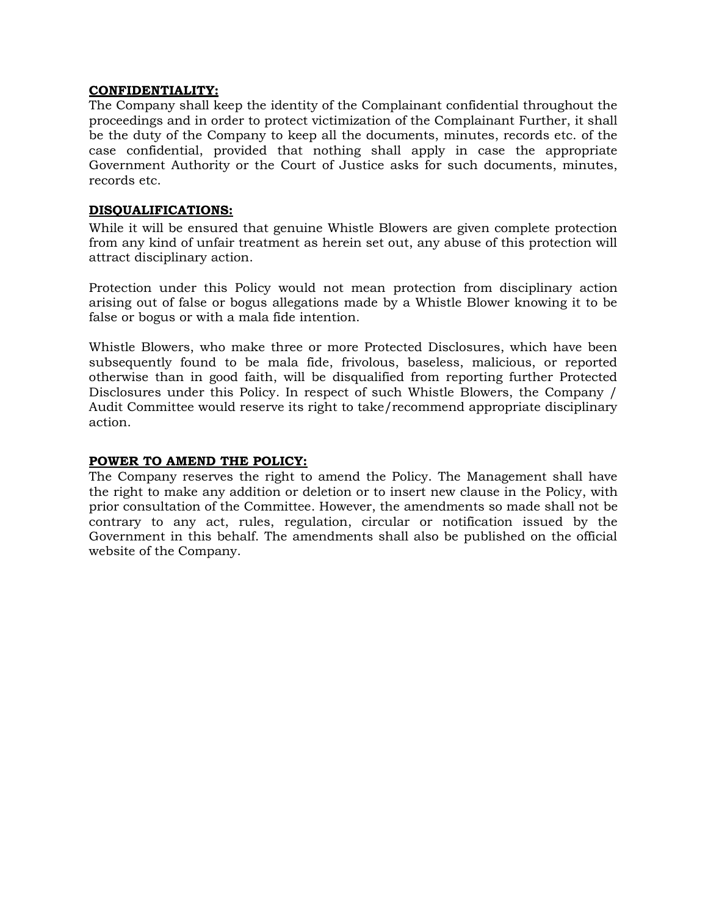**CONFIDENTIALITY:**

The Company shall keep the identity of the Complainant confidential throughout the proceedings and in order to protect victimization of the Complainant Further, it shall be the duty of the Company to keep all the documents, minutes, records etc. of the case confidential, provided that nothing shall apply in case the appropriate Government Authority or the Court of Justice asks for such documents, minutes, records etc.

**DISQUALIFICATIONS:**

While it will be ensured that genuine Whistle Blowers are given complete protection from any kind of unfair treatment as herein set out, any abuse of this protection will attract disciplinary action.

Protection under this Policy would not mean protection from disciplinary action arising out of false or bogus allegations made by a Whistle Blower knowing it to be false or bogus or with a mala fide intention.

Whistle Blowers, who make three or more Protected Disclosures, which have been subsequently found to be mala fide, frivolous, baseless, malicious, or reported otherwise than in good faith, will be disqualified from reporting further Protected Disclosures under this Policy. In respect of such Whistle Blowers, the Company / Audit Committee would reserve its right to take/recommend appropriate disciplinary action.

**POWER TO AMEND THE POLICY:**

The Company reserves the right to amend the Policy. The Management shall have the right to make any addition or deletion or to insert new clause in the Policy, with prior consultation of the Committee. However, the amendments so made shall not be contrary to any act, rules, regulation, circular or notification issued by the Government in this behalf. The amendments shall also be published on the official website of the Company.